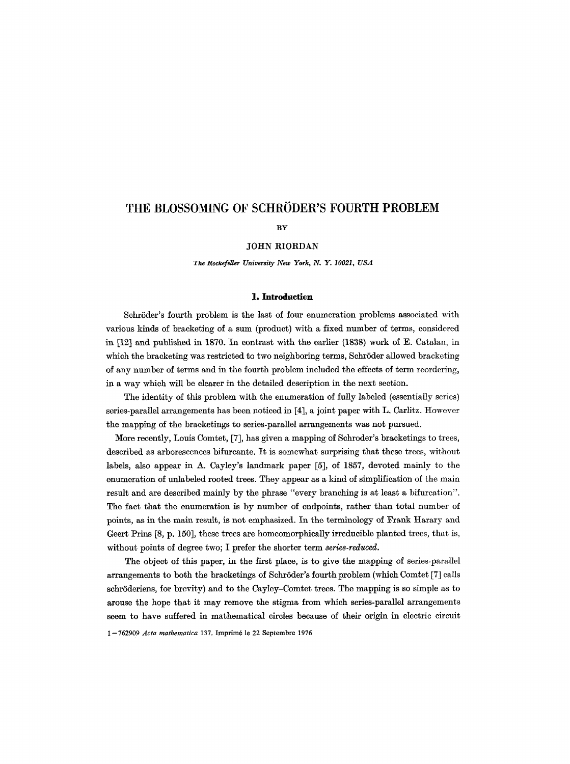# THE BLOSSOMING OF SCHRÖDER'S FOURTH PROBLEM

BY

JOHN RIORDAN

*The Rockefeller University New York, N. Y. 10021, USA*

## 1. Introduction

Schröder's fourth problem is the last of four enumeration problems associated with various kinds of bracketing of a sum (product) with a fixed number of terms, considered in [12] and published in 1870. In contrast with the earlier (1838) work of E. Catalan, in which the bracketing was restricted to two neighboring terms, Schröder allowed bracketing of any number of terms and in the fourth problem included the effects of term reordering, in a way which will be clearer in the detailed description in the next section.

The identity of this problem with the enumeration of fully labeled (essentially series) series-parallel arrangements has been noticed in [4], a joint paper with L. Carlitz. However the mapping of the bracketings to series-parallel arrangements was not pursued.

More recently, Louis Comtet, [7], has given a mapping of Schroder's bracketings to trees, described as arborescences bifurcante. It is somewhat surprising that these trees, without labels, also appear in A. Cayley's landmark paper [5], of 1857, devoted mainly to the enumeration of unlabeled rooted trees. They appear as a kind of simplification of the main result and are described mainly by the phrase "every branching is at least a bifurcation". The fact that the enumeration is by number of endpoints, rather than total number of points, as in the main result, is not emphasized. In the terminology of Frank Harary and Geert Prins [8, p. 150], these trees are homeomorphically irreducible planted trees, that is, without points of degree two; I prefer the shorter term *series-reduced*.

The object of this paper, in the first place, is to give the mapping of series-parallel arrangements to both the bracketings of Schröder's fourth problem (which Comtet [7] calls schröderiens, for brevity) and to the Cayley–Comtet trees. The mapping is so simple as to arouse the hope that it may remove the stigma from which series-parallel arrangements seem to have suffered in mathematical circles because of their origin in electric circuit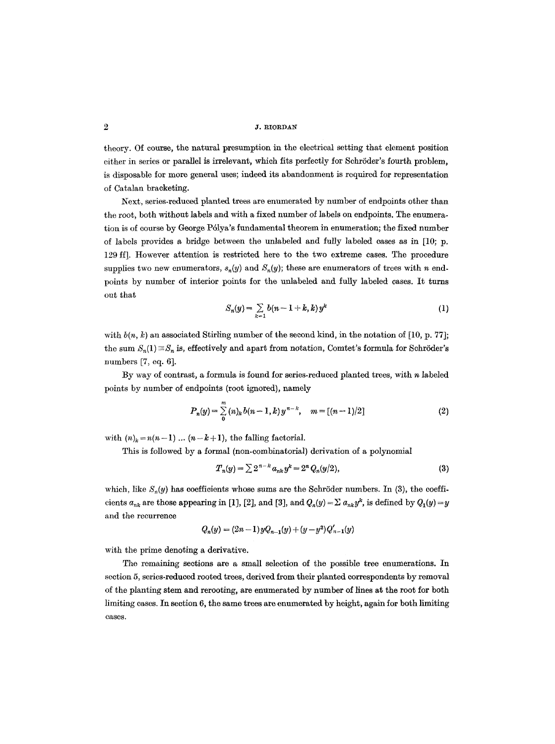theory. Of course, the natural presumption in the electrical setting that element position either in series or parallel is irrelevant, which fits perfectly for Schröder's fourth problem, is disposable for more general uses; indeed its abandonment is required for representation of Catalan bracketing.

Next, series-reduced planted trees are enumerated by number of endpoints other than the root, both without labels and with a fixed number of labels on endpoints. The enumeration is of course by George Pólya's fundamental theorem in enumeration; the fixed number of labels provides a bridge between the unlabeled and fully labeled cases as in [10; p. 129 ff]. However attention is restricted here to the two extreme cases. The procedure supplies two new enumerators, $s_n(y)$ and $S_n(y)$; these are enumerators of trees with $n$ endpoints by number of interior points for the unlabeled and fully labeled cases. It turns out that

$$S_n(y) = \sum_{k=1} b(n-1+k, k)\, y^k \tag{1}$$

with $b(n, k)$ an associated Stirling number of the second kind, in the notation of [10, p. 77]; the sum $S_n(1) \equiv S_n$ is, effectively and apart from notation, Comtet's formula for Schröder's numbers [7, eq. 6].

By way of contrast, a formula is found for series-reduced planted trees, with $n$ labeled points by number of endpoints (root ignored), namely

$$P_n(y) = \sum_{0}^{m} (n)_k\, b(n-1, k)\, y^{n-k}, \quad m = [(n-1)/2] \tag{2}$$

with $(n)_k = n(n-1)\, \ldots\, (n-k+1)$, the falling factorial.

This is followed by a formal (non-combinatorial) derivation of a polynomial

$$T_n(y) = \sum 2^{n-k} a_{nk} y^k = 2^n Q_n(y/2), \tag{3}$$

which, like $S_n(y)$ has coefficients whose sums are the Schröder numbers. In (3), the coefficients $a_{nk}$ are those appearing in [1], [2], and [3], and $Q_n(y) = \sum a_{nk} y^k$, is defined by $Q_1(y) = y$ and the recurrence

$$Q_n(y) = (2n-1)\, y Q_{n-1}(y) + (y - y^2)\, Q'_{n-1}(y)$$

with the prime denoting a derivative.

The remaining sections are a small selection of the possible tree enumerations. In section 5, series-reduced rooted trees, derived from their planted correspondents by removal of the planting stem and rerooting, are enumerated by number of lines at the root for both limiting cases. In section 6, the same trees are enumerated by height, again for both limiting cases.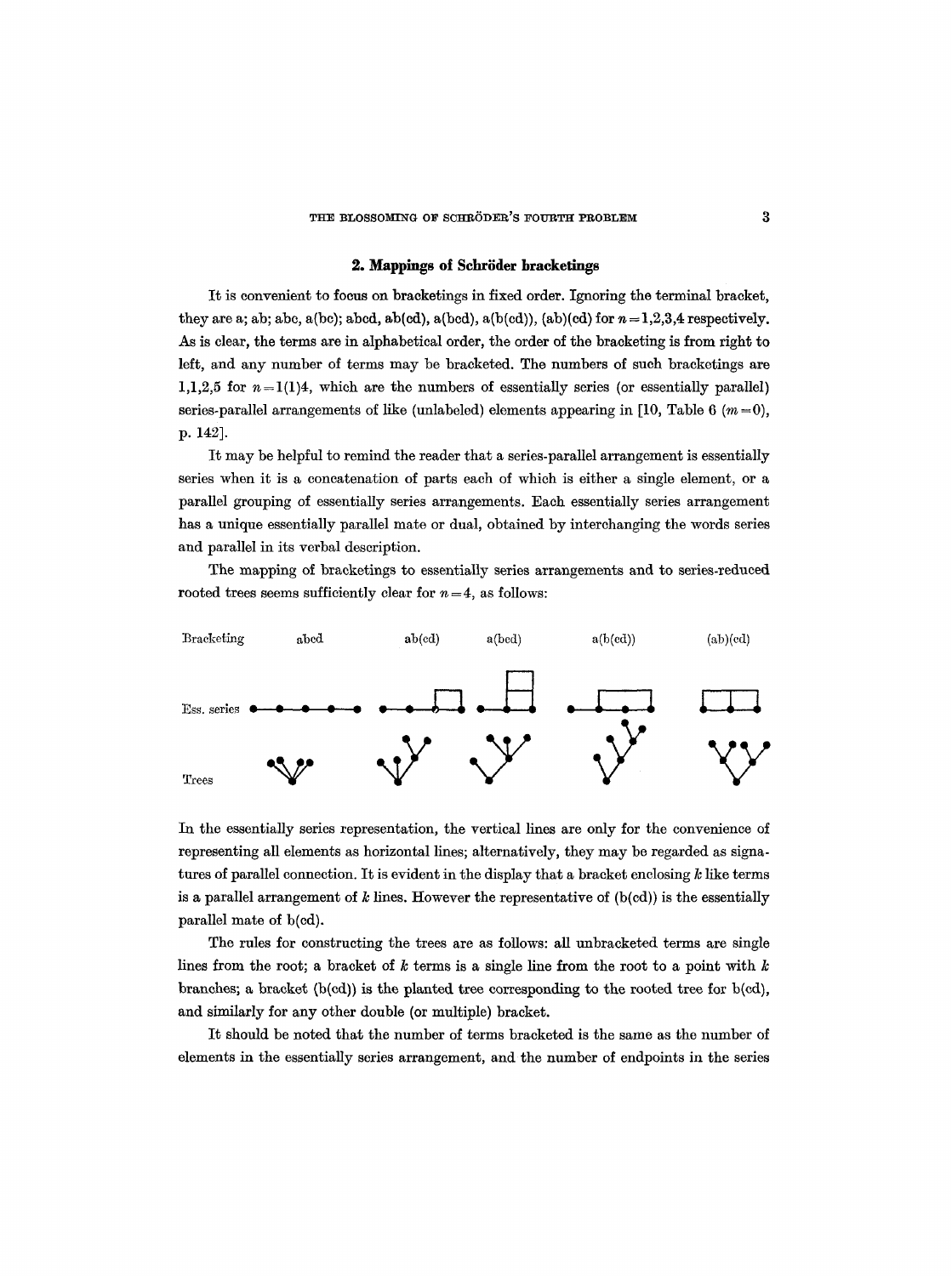## 2. Mappings of Schröder bracketings

It is convenient to focus on bracketings in fixed order. Ignoring the terminal bracket, they are a; ab; abc, a(bc); abcd, ab(cd), a(bcd), a(b(cd)), (ab)(cd) for $n = 1,2,3,4$ respectively. As is clear, the terms are in alphabetical order, the order of the bracketing is from right to left, and any number of terms may be bracketed. The numbers of such bracketings are 1,1,2,5 for $n = 1(1)4$, which are the numbers of essentially series (or essentially parallel) series-parallel arrangements of like (unlabeled) elements appearing in [10, Table 6 ($m = 0$), p. 142].

It may be helpful to remind the reader that a series-parallel arrangement is essentially series when it is a concatenation of parts each of which is either a single element, or a parallel grouping of essentially series arrangements. Each essentially series arrangement has a unique essentially parallel mate or dual, obtained by interchanging the words series and parallel in its verbal description.

The mapping of bracketings to essentially series arrangements and to series-reduced rooted trees seems sufficiently clear for $n = 4$, as follows:

Bracketing: abcd, ab(cd), a(bcd), a(b(cd)), (ab)(cd)

Ess. series

Trees

In the essentially series representation, the vertical lines are only for the convenience of representing all elements as horizontal lines; alternatively, they may be regarded as signatures of parallel connection. It is evident in the display that a bracket enclosing $k$ like terms is a parallel arrangement of $k$ lines. However the representative of (b(cd)) is the essentially parallel mate of b(cd).

The rules for constructing the trees are as follows: all unbracketed terms are single lines from the root; a bracket of $k$ terms is a single line from the root to a point with $k$ branches; a bracket (b(cd)) is the planted tree corresponding to the rooted tree for b(cd), and similarly for any other double (or multiple) bracket.

It should be noted that the number of terms bracketed is the same as the number of elements in the essentially series arrangement, and the number of endpoints in the series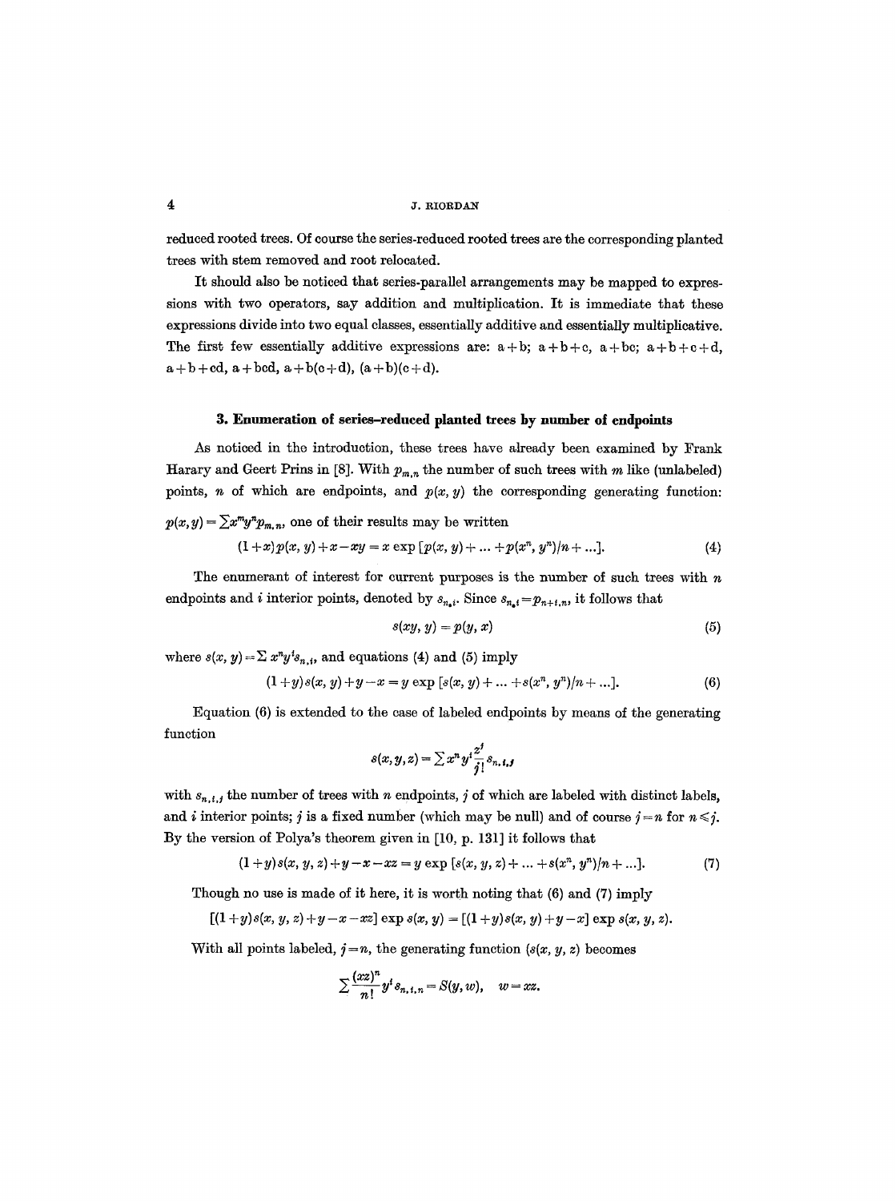reduced rooted trees. Of course the series-reduced rooted trees are the corresponding planted trees with stem removed and root relocated.

It should also be noticed that series-parallel arrangements may be mapped to expressions with two operators, say addition and multiplication. It is immediate that these expressions divide into two equal classes, essentially additive and essentially multiplicative. The first few essentially additive expressions are: a+b; a+b+c, a+bc; a+b+c+d, a+b+cd, a+bcd, a+b(c+d), (a+b)(c+d).

### 3. Enumeration of series-reduced planted trees by number of endpoints

As noticed in the introduction, these trees have already been examined by Frank Harary and Geert Prins in [8]. With $p_{m,n}$ the number of such trees with $m$ like (unlabeled) points, $n$ of which are endpoints, and $p(x,y)$ the corresponding generating function: $p(x,y) = \sum x^m y^n p_{m,n}$, one of their results may be written

$$(1+x)p(x,y)+x-xy = x \exp[p(x,y)+ \dots + p(x^n, y^n)/n + \dots]. \tag{4}$$

The enumerant of interest for current purposes is the number of such trees with $n$ endpoints and $i$ interior points, denoted by $s_{n,i}$. Since $s_{n,i} = p_{n+i,n}$, it follows that

$$s(xy, y) = p(y, x) \tag{5}$$

where $s(x,y) = \sum x^n y^i s_{n,i}$, and equations (4) and (5) imply

$$(1+y)s(x,y)+y-x = y \exp[s(x,y)+ \dots + s(x^n, y^n)/n + \dots]. \tag{6}$$

Equation (6) is extended to the case of labeled endpoints by means of the generating function

$$s(x,y,z) = \sum x^n y^i \frac{z^j}{j!} s_{n,i,j}$$

with $s_{n,i,j}$ the number of trees with $n$ endpoints, $j$ of which are labeled with distinct labels, and $i$ interior points; $j$ is a fixed number (which may be null) and of course $j=n$ for $n \leq j$. By the version of Polya's theorem given in [10, p. 131] it follows that

$$(1+y)s(x,y,z)+y-x-xz = y \exp[s(x,y,z)+ \dots + s(x^n, y^n)/n + \dots]. \tag{7}$$

Though no use is made of it here, it is worth noting that (6) and (7) imply

$$[(1+y)s(x,y,z)+y-x-xz] \exp s(x,y) = [(1+y)s(x,y)+y-x] \exp s(x,y,z).$$

With all points labeled, $j=n$, the generating function ($s(x,y,z)$ becomes

$$\sum \frac{(xz)^n}{n!} y^i s_{n,i,n} = S(y,w), \quad w = xz.$$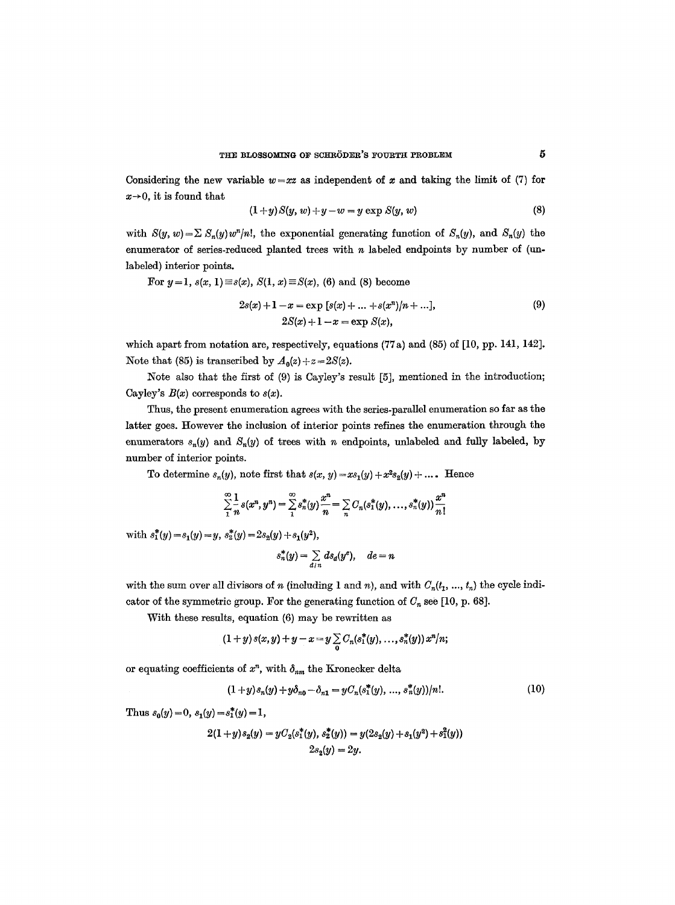Considering the new variable $w = xz$ as independent of $x$ and taking the limit of (7) for $x \to 0$, it is found that

$$(1+y)S(y, w) + y - w = y \exp S(y, w) \tag{8}$$

with $S(y, w) = \sum S_n(y) w^n/n!$, the exponential generating function of $S_n(y)$, and $S_n(y)$ the enumerator of series-reduced planted trees with $n$ labeled endpoints by number of (unlabeled) interior points.

For $y = 1$, $s(x, 1) \equiv s(x)$, $S(1, x) \equiv S(x)$, (6) and (8) become

$$\begin{gathered} 2s(x) + 1 - x = \exp\,[s(x) + \ldots + s(x^n)/n + \ldots], \\ 2S(x) + 1 - x = \exp S(x), \end{gathered} \tag{9}$$

which apart from notation are, respectively, equations (77a) and (85) of [10, pp. 141, 142]. Note that (85) is transcribed by $A_0(z) + z = 2S(z)$.

Note also that the first of (9) is Cayley's result [5], mentioned in the introduction; Cayley's $B(x)$ corresponds to $s(x)$.

Thus, the present enumeration agrees with the series-parallel enumeration so far as the latter goes. However the inclusion of interior points refines the enumeration through the enumerators $s_n(y)$ and $S_n(y)$ of trees with $n$ endpoints, unlabeled and fully labeled, by number of interior points.

To determine $s_n(y)$, note first that $s(x, y) = xs_1(y) + x^2 s_2(y) + \ldots$. Hence

$$\sum_1^\infty \frac{1}{n} s(x^n, y^n) = \sum_1^\infty s_n^*(y) \frac{x^n}{n} = \sum_n C_n(s_1^*(y), \ldots, s_n^*(y)) \frac{x^n}{n!}$$

with $s_1^*(y) = s_1(y) = y$, $s_2^*(y) = 2s_2(y) + s_1(y^2)$,

$$s_n^*(y) = \sum_{d \mid n} d s_d(y^e), \quad de = n$$

with the sum over all divisors of $n$ (including 1 and $n$), and with $C_n(t_1, \ldots, t_n)$ the cycle indicator of the symmetric group. For the generating function of $C_n$ see [10, p. 68].

With these results, equation (6) may be rewritten as

$$(1+y)s(x, y) + y - x = y \sum_0 C_n(s_1^*(y), \ldots, s_n^*(y))\, x^n/n;$$

or equating coefficients of $x^n$, with $\delta_{nm}$ the Kronecker delta

$$(1+y)s_n(y) + y\delta_{n0} - \delta_{n1} = yC_n(s_1^*(y), \ldots, s_n^*(y))/n!. \tag{10}$$

Thus $s_0(y) = 0$, $s_1(y) = s_1^*(y) = 1$,

$$\begin{gathered} 2(1+y)s_2(y) = yC_2(s_1^*(y), s_2^*(y)) = y(2s_2(y) + s_1(y^2) + s_1^2(y)) \\ 2s_2(y) = 2y. \end{gathered}$$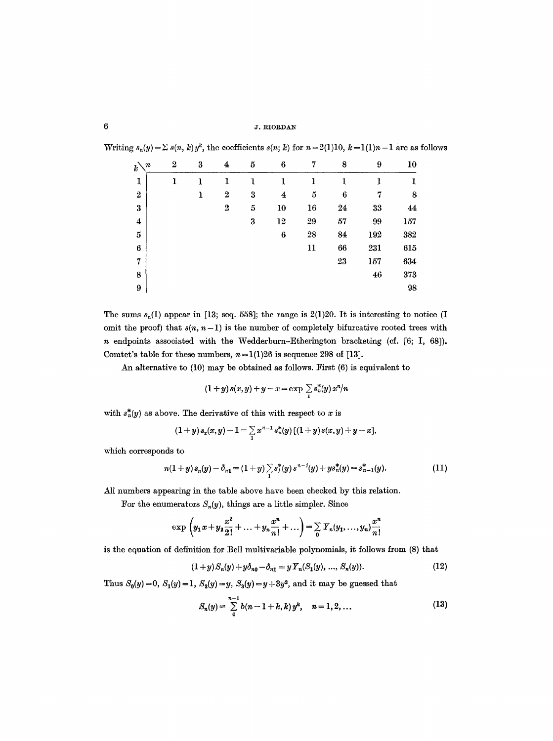Writing $s_n(y) = \Sigma\, s(n, k) y^k$, the coefficients $s(n; k)$ for $n = 2(1)10$, $k = 1(1)n-1$ are as follows

| $k \backslash n$ | 2 | 3 | 4 | 5 | 6 | 7 | 8 | 9 | 10 |
|---|---|---|---|---|---|---|---|---|---|
| 1 | 1 | 1 | 1 | 1 | 1 | 1 | 1 | 1 | 1 |
| 2 | | 1 | 2 | 3 | 4 | 5 | 6 | 7 | 8 |
| 3 | | | 2 | 5 | 10 | 16 | 24 | 33 | 44 |
| 4 | | | | 3 | 12 | 29 | 57 | 99 | 157 |
| 5 | | | | | 6 | 28 | 84 | 192 | 382 |
| 6 | | | | | | 11 | 66 | 231 | 615 |
| 7 | | | | | | | 23 | 157 | 634 |
| 8 | | | | | | | | 46 | 373 |
| 9 | | | | | | | | | 98 |

The sums $s_n(1)$ appear in [13; seq. 558]; the range is 2(1)20. It is interesting to notice (I omit the proof) that $s(n, n-1)$ is the number of completely bifurcative rooted trees with $n$ endpoints associated with the Wedderburn–Etherington bracketing (cf. [6; I, 68]). Comtet's table for these numbers, $n = 1(1)26$ is sequence 298 of [13].

An alternative to (10) may be obtained as follows. First (6) is equivalent to

$$(1+y)\, s(x, y) + y - x = \exp \sum_1 s_n^*(y)\, x^n/n$$

with $s_n^*(y)$ as above. The derivative of this with respect to $x$ is

$$(1+y)\, s_x(x, y) - 1 = \sum_1 x^{n-1} s_n^*(y)\, [(1+y)\, s(x, y) + y - x],$$

which corresponds to

$$n(1+y)\, s_n(y) - \delta_{n1} = (1+y) \sum_1 s_j^*(y)\, s^{n-j}(y) + y s_n^*(y) - s_{n-1}^*(y). \tag{11}$$

All numbers appearing in the table above have been checked by this relation.

For the enumerators $S_n(y)$, things are a little simpler. Since

$$\exp\left(y_1 x + y_2 \frac{x^2}{2!} + \ldots + y_n \frac{x^n}{n!} + \ldots\right) = \sum_0 Y_n(y_1, \ldots, y_n) \frac{x^n}{n!}$$

is the equation of definition for Bell multivariable polynomials, it follows from (8) that

$$(1+y)\, S_n(y) + y\delta_{n0} - \delta_{n1} = y\, Y_n(S_1(y), \ldots, S_n(y)). \tag{12}$$

Thus $S_0(y) = 0$, $S_1(y) = 1$, $S_2(y) = y$, $S_3(y) = y + 3y^2$, and it may be guessed that

$$S_n(y) = \sum_0^{n-1} b(n-1+k, k)\, y^k, \quad n = 1, 2, \ldots \tag{13}$$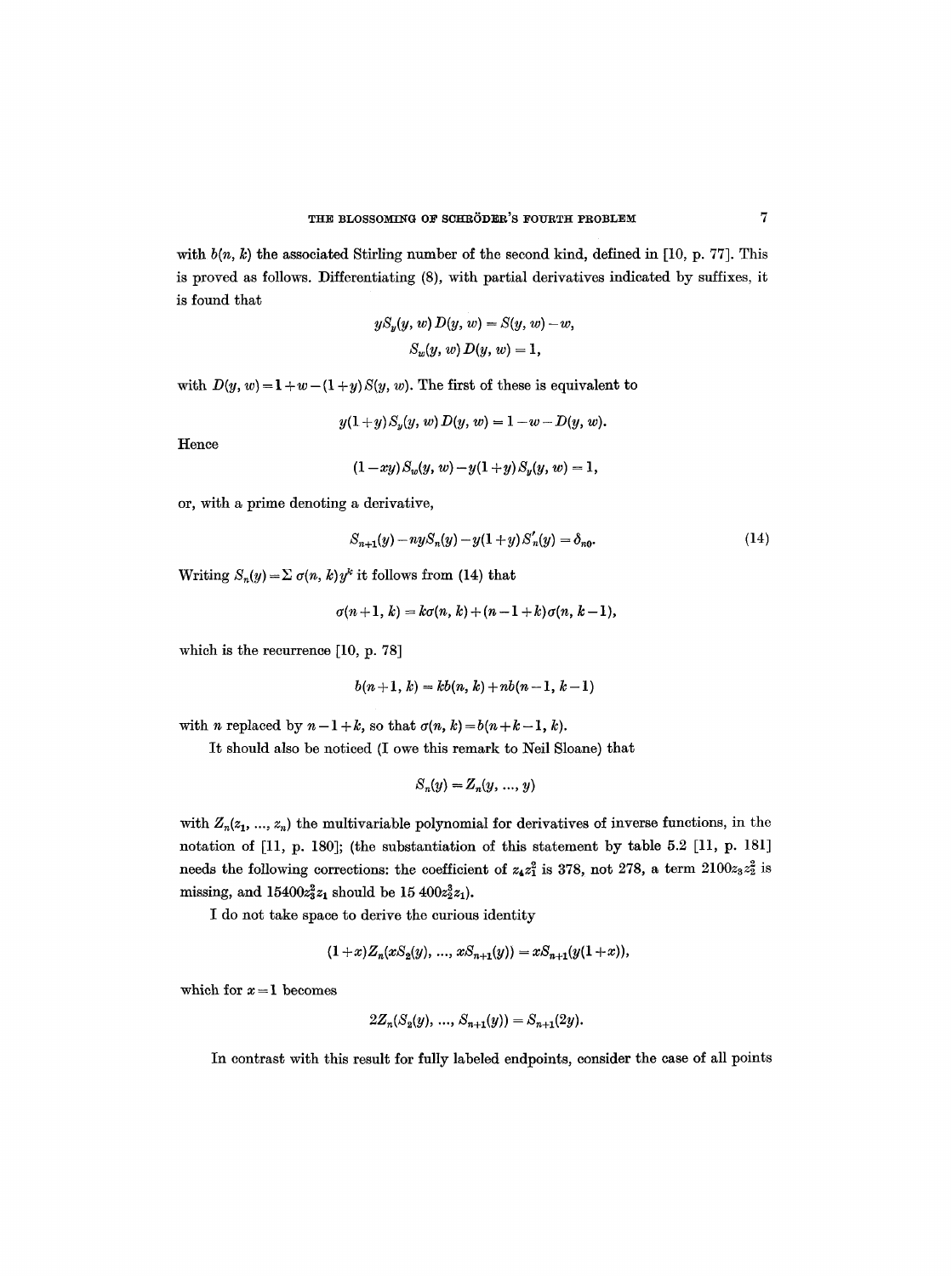with $b(n, k)$ the associated Stirling number of the second kind, defined in [10, p. 77]. This is proved as follows. Differentiating (8), with partial derivatives indicated by suffixes, it is found that

$$yS_y(y, w)\, D(y, w) = S(y, w) - w,$$
$$S_w(y, w)\, D(y, w) = 1,$$

with $D(y, w) = 1 + w - (1+y)\, S(y, w)$. The first of these is equivalent to

$$y(1+y)\, S_y(y, w)\, D(y, w) = 1 - w - D(y, w).$$

Hence

$$(1 - xy)\, S_w(y, w) - y(1+y)\, S_y(y, w) = 1,$$

or, with a prime denoting a derivative,

$$S_{n+1}(y) - nyS_n(y) - y(1+y)\, S_n'(y) = \delta_{n0}. \tag{14}$$

Writing $S_n(y) = \Sigma\, \sigma(n, k) y^k$ it follows from (14) that

$$\sigma(n+1, k) = k\sigma(n, k) + (n - 1 + k)\sigma(n, k-1),$$

which is the recurrence [10, p. 78]

$$b(n+1, k) = kb(n, k) + nb(n-1, k-1)$$

with $n$ replaced by $n - 1 + k$, so that $\sigma(n, k) = b(n + k - 1, k)$.

It should also be noticed (I owe this remark to Neil Sloane) that

$$S_n(y) = Z_n(y, \ldots, y)$$

with $Z_n(z_1, \ldots, z_n)$ the multivariable polynomial for derivatives of inverse functions, in the notation of [11, p. 180]; (the substantiation of this statement by table 5.2 [11, p. 181] needs the following corrections: the coefficient of $z_4 z_1^2$ is 378, not 278, a term $2100 z_3 z_2^2$ is missing, and $15400 z_3^2 z_1$ should be $15\,400 z_2^3 z_1$).

I do not take space to derive the curious identity

$$(1+x) Z_n(xS_2(y), \ldots, xS_{n+1}(y)) = xS_{n+1}(y(1+x)),$$

which for $x = 1$ becomes

$$2Z_n(S_2(y), \ldots, S_{n+1}(y)) = S_{n+1}(2y).$$

In contrast with this result for fully labeled endpoints, consider the case of all points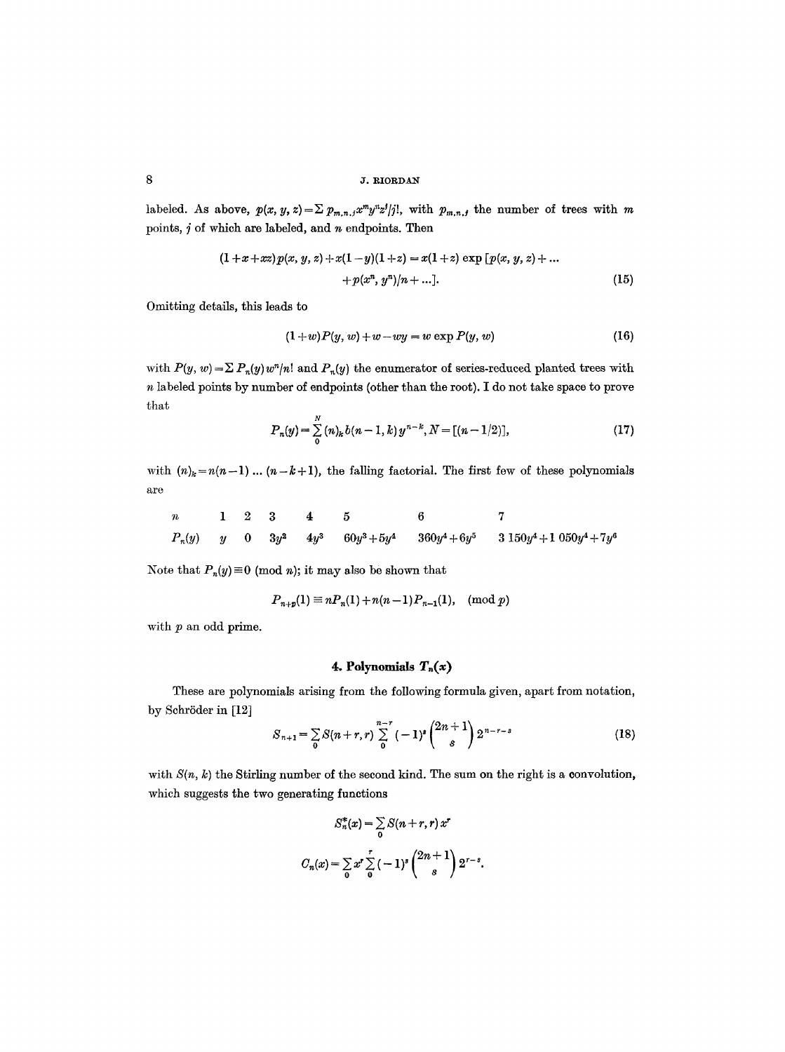labeled. As above, $p(x, y, z) = \sum p_{m,n,j} x^m y^n z^j / j!$, with $p_{m,n,j}$ the number of trees with $m$ points, $j$ of which are labeled, and $n$ endpoints. Then

$$(1 + x + xz)p(x, y, z) + x(1 - y)(1 + z) = x(1 + z) \exp [p(x, y, z) + \dots + p(x^n, y^n)/n + \dots]. \tag{15}$$

Omitting details, this leads to

$$(1 + w)P(y, w) + w - wy = w \exp P(y, w) \tag{16}$$

with $P(y, w) = \sum P_n(y) w^n / n!$ and $P_n(y)$ the enumerator of series-reduced planted trees with $n$ labeled points by number of endpoints (other than the root). I do not take space to prove that

$$P_n(y) = \sum_0^N (n)_k b(n-1, k) y^{n-k}, N = [(n-1/2)], \tag{17}$$

with $(n)_k = n(n-1) \dots (n-k+1)$, the falling factorial. The first few of these polynomials are

| $n$ | 1 | 2 | 3 | 4 | 5 | 6 | 7 |
|---|---|---|---|---|---|---|---|
| $P_n(y)$ | $y$ | 0 | $3y^2$ | $4y^3$ | $60y^3 + 5y^4$ | $360y^4 + 6y^5$ | $3\,150y^4 + 1\,050y^4 + 7y^6$ |

Note that $P_n(y) \equiv 0 \pmod{n}$; it may also be shown that

$$P_{n+p}(1) \equiv nP_n(1) + n(n-1)P_{n-1}(1), \pmod{p}$$

with $p$ an odd prime.

## 4. Polynomials $T_n(x)$

These are polynomials arising from the following formula given, apart from notation, by Schröder in [12]

$$S_{n+1} = \sum_0 S(n+r, r) \sum_0^{n-r} (-1)^s \binom{2n+1}{s} 2^{n-r-s} \tag{18}$$

with $S(n, k)$ the Stirling number of the second kind. The sum on the right is a convolution, which suggests the two generating functions

$$S_n^*(x) = \sum_0 S(n+r, r) x^r$$

$$C_n(x) = \sum_0 x^r \sum_0^r (-1)^s \binom{2n+1}{s} 2^{r-s}.$$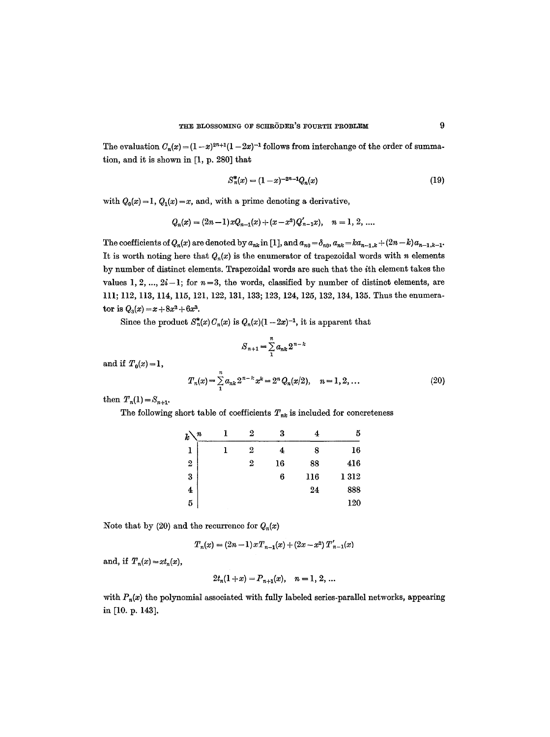The evaluation $C_n(x) = (1-x)^{2n+1}(1-2x)^{-1}$ follows from interchange of the order of summation, and it is shown in [1, p. 280] that

$$S_n^*(x) = (1-x)^{-2n-1}Q_n(x) \tag{19}$$

with $Q_0(x) = 1$, $Q_1(x) = x$, and, with a prime denoting a derivative,

$$Q_n(x) = (2n-1)xQ_{n-1}(x) + (x-x^2)Q'_{n-1}x), \quad n = 1, 2, \ldots.$$

The coefficients of $Q_n(x)$ are denoted by $a_{nk}$ in [1], and $a_{n0} = \delta_{n0}$, $a_{nk} = ka_{n-1,k} + (2n-k)a_{n-1,k-1}$. It is worth noting here that $Q_n(x)$ is the enumerator of trapezoidal words with $n$ elements by number of distinct elements. Trapezoidal words are such that the $i$th element takes the values $1, 2, \ldots, 2i-1$; for $n=3$, the words, classified by number of distinct elements, are 111; 112, 113, 114, 115, 121, 122, 131, 133; 123, 124, 125, 132, 134, 135. Thus the enumerator is $Q_3(x) = x + 8x^2 + 6x^3$.

Since the product $S_n^*(x)C_n(x)$ is $Q_n(x)(1-2x)^{-1}$, it is apparent that

$$S_{n+1} = \sum_{1}^{n} a_{nk} 2^{n-k}$$

and if $T_0(x) = 1$,

$$T_n(x) = \sum_{1}^{n} a_{nk} 2^{n-k} x^k = 2^n Q_n(x/2), \quad n = 1, 2, \ldots \tag{20}$$

then $T_n(1) = S_{n+1}$.

The following short table of coefficients $T_{nk}$ is included for concreteness

| $k \backslash n$ | 1 | 2 | 3 | 4 | 5 |
|---|---|---|---|---|---|
| 1 | 1 | 2 | 4 | 8 | 16 |
| 2 | | 2 | 16 | 88 | 416 |
| 3 | | | 6 | 116 | 1 312 |
| 4 | | | | 24 | 888 |
| 5 | | | | | 120 |

Note that by (20) and the recurrence for $Q_n(x)$

$$T_n(x) = (2n-1)xT_{n-1}(x) + (2x-x^2)T'_{n-1}(x)$$

and, if $T_n(x) = xt_n(x)$,

$$2t_n(1+x) = P_{n+1}(x), \quad n = 1, 2, \ldots$$

with $P_n(x)$ the polynomial associated with fully labeled series-parallel networks, appearing in [10. p. 143].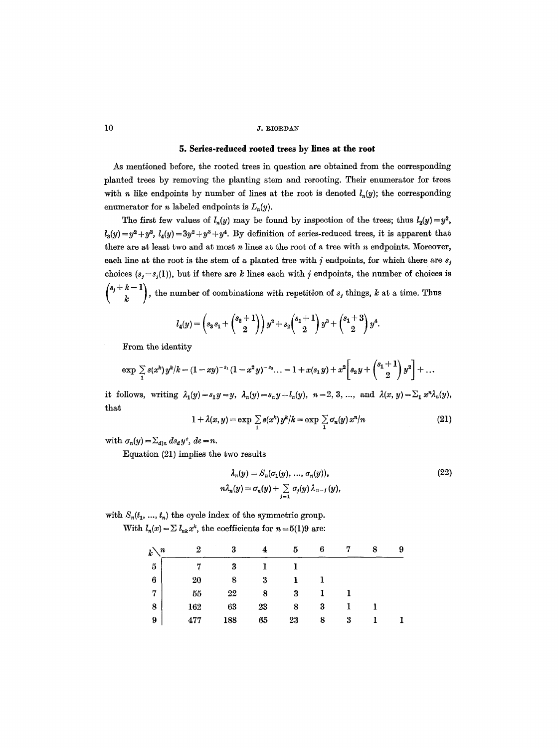## 5. Series-reduced rooted trees by lines at the root

As mentioned before, the rooted trees in question are obtained from the corresponding planted trees by removing the planting stem and rerooting. Their enumerator for trees with $n$ like endpoints by number of lines at the root is denoted $l_n(y)$; the corresponding enumerator for $n$ labeled endpoints is $L_n(y)$.

The first few values of $l_n(y)$ may be found by inspection of the trees; thus $l_2(y)=y^2$, $l_3(y)=y^2+y^3$, $l_4(y)=3y^2+y^3+y^4$. By definition of series-reduced trees, it is apparent that there are at least two and at most $n$ lines at the root of a tree with $n$ endpoints. Moreover, each line at the root is the stem of a planted tree with $j$ endpoints, for which there are $s_j$ choices ($s_j=s_j(1)$), but if there are $k$ lines each with $j$ endpoints, the number of choices is $\binom{s_j+k-1}{k}$, the number of combinations with repetition of $s_j$ things, $k$ at a time. Thus

$$l_4(y)=\left(s_3s_1+\binom{s_2+1}{2}\right)y^2+s_2\binom{s_1+1}{2}y^3+\binom{s_1+3}{2}y^4.$$

From the identity

$$\exp\sum_1 s(x^k)\,y^k/k=(1-xy)^{-s_1}(1-x^2y)^{-s_2}\ldots=1+x(s_1y)+x^2\left[s_2y+\binom{s_1+1}{2}y^2\right]+\ldots$$

it follows, writing $\lambda_1(y)=s_1y=y$, $\lambda_n(y)=s_ny+l_n(y)$, $n=2,3,\ldots$, and $\lambda(x,y)=\Sigma_1 x^n\lambda_n(y)$, that

$$1+\lambda(x,y)=\exp\sum_1 s(x^k)\,y^k/k=\exp\sum_1 \sigma_n(y)\,x^n/n \tag{21}$$

with $\sigma_n(y)=\Sigma_{d|n}\, ds_d y^e$, $de=n$.

Equation (21) implies the two results

$$\begin{aligned}\lambda_n(y)&=S_n(\sigma_1(y),\ldots,\sigma_n(y)),\\ n\lambda_n(y)&=\sigma_n(y)+\sum_{j=1}\sigma_j(y)\,\lambda_{n-j}(y),\end{aligned} \tag{22}$$

with $S_n(t_1,\ldots,t_n)$ the cycle index of the symmetric group.

With $l_n(x)=\Sigma\, l_{nk}x^k$, the coefficients for $n=5(1)9$ are:

| $k \backslash n$ | 2 | 3 | 4 | 5 | 6 | 7 | 8 | 9 |
|---|---|---|---|---|---|---|---|---|
| 5 | 7 | 3 | 1 | 1 | | | | |
| 6 | 20 | 8 | 3 | 1 | 1 | | | |
| 7 | 55 | 22 | 8 | 3 | 1 | 1 | | |
| 8 | 162 | 63 | 23 | 8 | 3 | 1 | 1 | |
| 9 | 477 | 188 | 65 | 23 | 8 | 3 | 1 | 1 |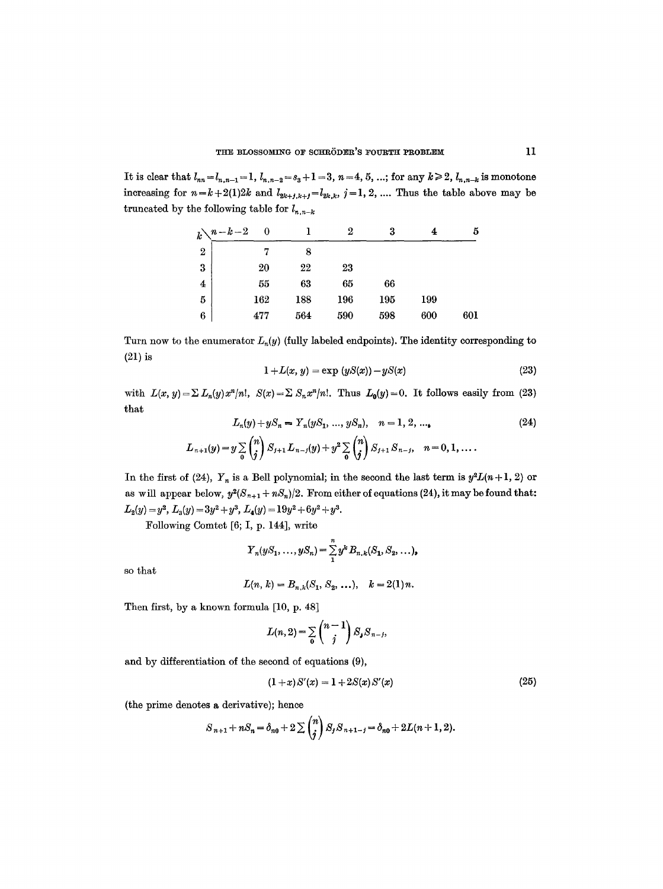It is clear that $l_{nn} = l_{n,n-1} = 1$, $l_{n,n-2} = s_3 + 1 = 3$, $n = 4, 5, \ldots$; for any $k \geq 2$, $l_{n,n-k}$ is monotone increasing for $n = k + 2(1)2k$ and $l_{2k+j,k+j} = l_{2k,k}$, $j = 1, 2, \ldots$. Thus the table above may be truncated by the following table for $l_{n,n-k}$

| $k \backslash n-k-2$ | 0 | 1 | 2 | 3 | 4 | 5 |
|---|---|---|---|---|---|---|
| 2 | 7 | 8 | | | | |
| 3 | 20 | 22 | 23 | | | |
| 4 | 55 | 63 | 65 | 66 | | |
| 5 | 162 | 188 | 196 | 195 | 199 | |
| 6 | 477 | 564 | 590 | 598 | 600 | 601 |

Turn now to the enumerator $L_n(y)$ (fully labeled endpoints). The identity corresponding to (21) is

$$1 + L(x, y) = \exp(yS(x)) - yS(x) \tag{23}$$

with $L(x, y) = \sum L_n(y) x^n/n!$, $S(x) = \sum S_n x^n/n!$. Thus $L_0(y) = 0$. It follows easily from (23) that

$$L_n(y) + yS_n = Y_n(yS_1, \ldots, yS_n), \quad n = 1, 2, \ldots, \tag{24}$$

$$L_{n+1}(y) = y \sum_0 \binom{n}{j} S_{j+1} L_{n-j}(y) + y^2 \sum_0 \binom{n}{j} S_{j+1} S_{n-j}, \quad n = 0, 1, \ldots.$$

In the first of (24), $Y_n$ is a Bell polynomial; in the second the last term is $y^2 L(n+1, 2)$ or as will appear below, $y^2(S_{n+1} + nS_n)/2$. From either of equations (24), it may be found that: $L_2(y) = y^2$, $L_3(y) = 3y^2 + y^3$, $L_4(y) = 19y^2 + 6y^2 + y^3$.

Following Comtet [6; I, p. 144], write

$$Y_n(yS_1, \ldots, yS_n) = \sum_1^n y^k B_{n,k}(S_1, S_2, \ldots),$$

so that

$$L(n, k) = B_{n,k}(S_1, S_2, \ldots), \quad k = 2(1)n.$$

Then first, by a known formula [10, p. 48]

$$L(n, 2) = \sum_0 \binom{n-1}{j} S_j S_{n-j},$$

and by differentiation of the second of equations (9),

$$(1 + x) S'(x) = 1 + 2S(x) S'(x) \tag{25}$$

(the prime denotes a derivative); hence

$$S_{n+1} + nS_n = \delta_{n0} + 2 \sum \binom{n}{j} S_j S_{n+1-j} = \delta_{n0} + 2L(n+1, 2).$$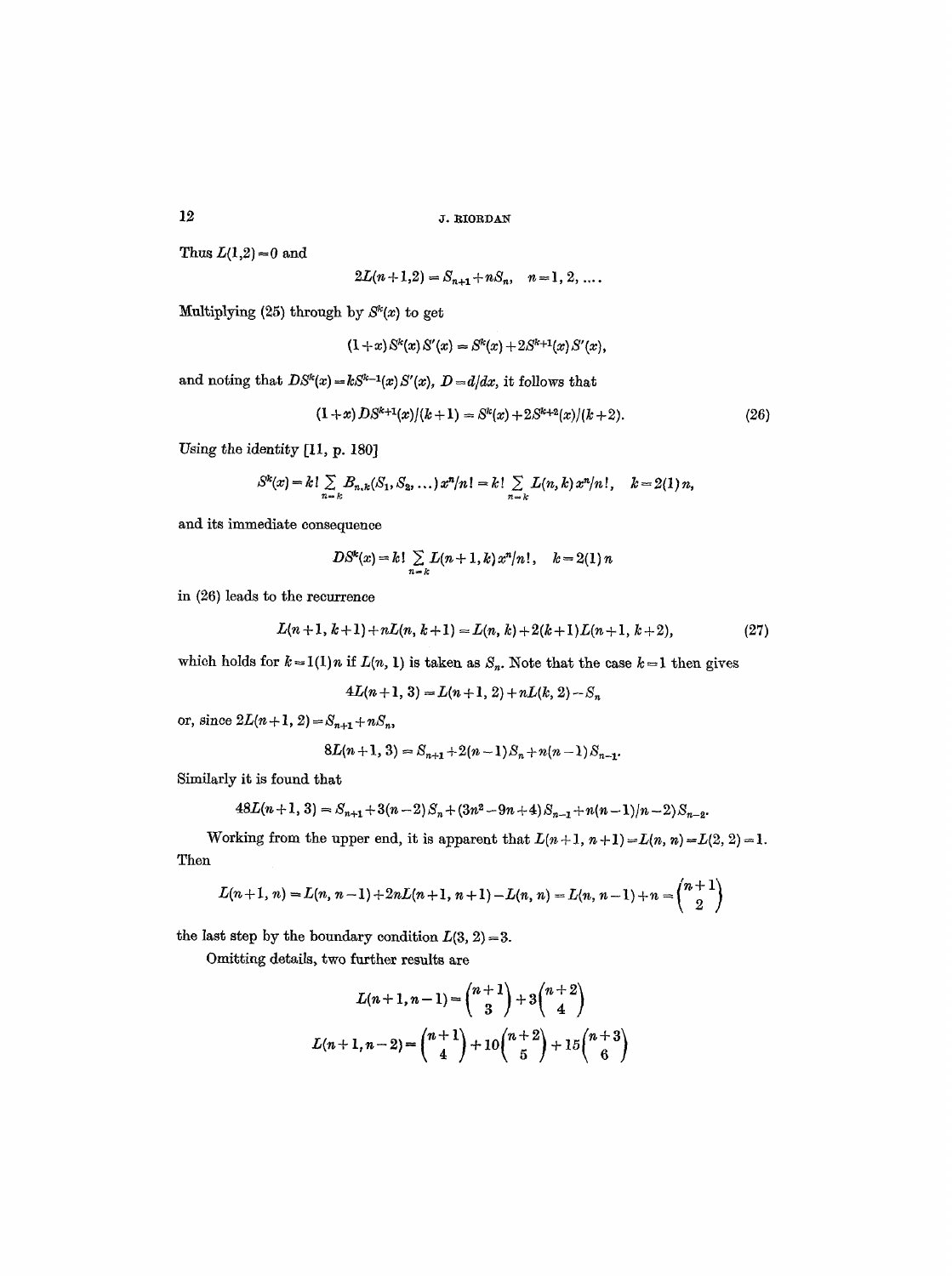Thus $L(1,2)=0$ and

$$2L(n+1,2)=S_{n+1}+nS_n, \quad n=1,2,\ldots.$$

Multiplying (25) through by $S^k(x)$ to get

$$(1+x)S^k(x)S'(x)=S^k(x)+2S^{k+1}(x)S'(x),$$

and noting that $DS^k(x)=kS^{k-1}(x)S'(x)$, $D=d/dx$, it follows that

$$(1+x)DS^{k+1}(x)/(k+1)=S^k(x)+2S^{k+2}(x)/(k+2). \tag{26}$$

*Using the identity* [11, p. 180]

$$S^k(x)=k!\sum_{n=k}B_{n,k}(S_1,S_2,\ldots)x^n/n!=k!\sum_{n=k}L(n,k)x^n/n!, \quad k=2(1)n,$$

and its immediate consequence

$$DS^k(x)=k!\sum_{n=k}L(n+1,k)x^n/n!, \quad k=2(1)n$$

in (26) leads to the recurrence

$$L(n+1,k+1)+nL(n,k+1)=L(n,k)+2(k+1)L(n+1,k+2), \tag{27}$$

which holds for $k=1(1)n$ if $L(n,1)$ is taken as $S_n$. Note that the case $k=1$ then gives

$$4L(n+1,3)=L(n+1,2)+nL(k,2)-S_n$$

or, since $2L(n+1,2)=S_{n+1}+nS_n$,

$$8L(n+1,3)=S_{n+1}+2(n-1)S_n+n(n-1)S_{n-1}.$$

Similarly it is found that

$$48L(n+1,3)=S_{n+1}+3(n-2)S_n+(3n^2-9n+4)S_{n-1}+n(n-1)/n-2)S_{n-2}.$$

Working from the upper end, it is apparent that $L(n+1,n+1)=L(n,n)=L(2,2)=1$. Then

$$L(n+1,n)=L(n,n-1)+2nL(n+1,n+1)-L(n,n)=L(n,n-1)+n=\binom{n+1}{2}$$

the last step by the boundary condition $L(3,2)=3$.

Omitting details, two further results are

$$L(n+1,n-1)=\binom{n+1}{3}+3\binom{n+2}{4}$$

$$L(n+1,n-2)=\binom{n+1}{4}+10\binom{n+2}{5}+15\binom{n+3}{6}$$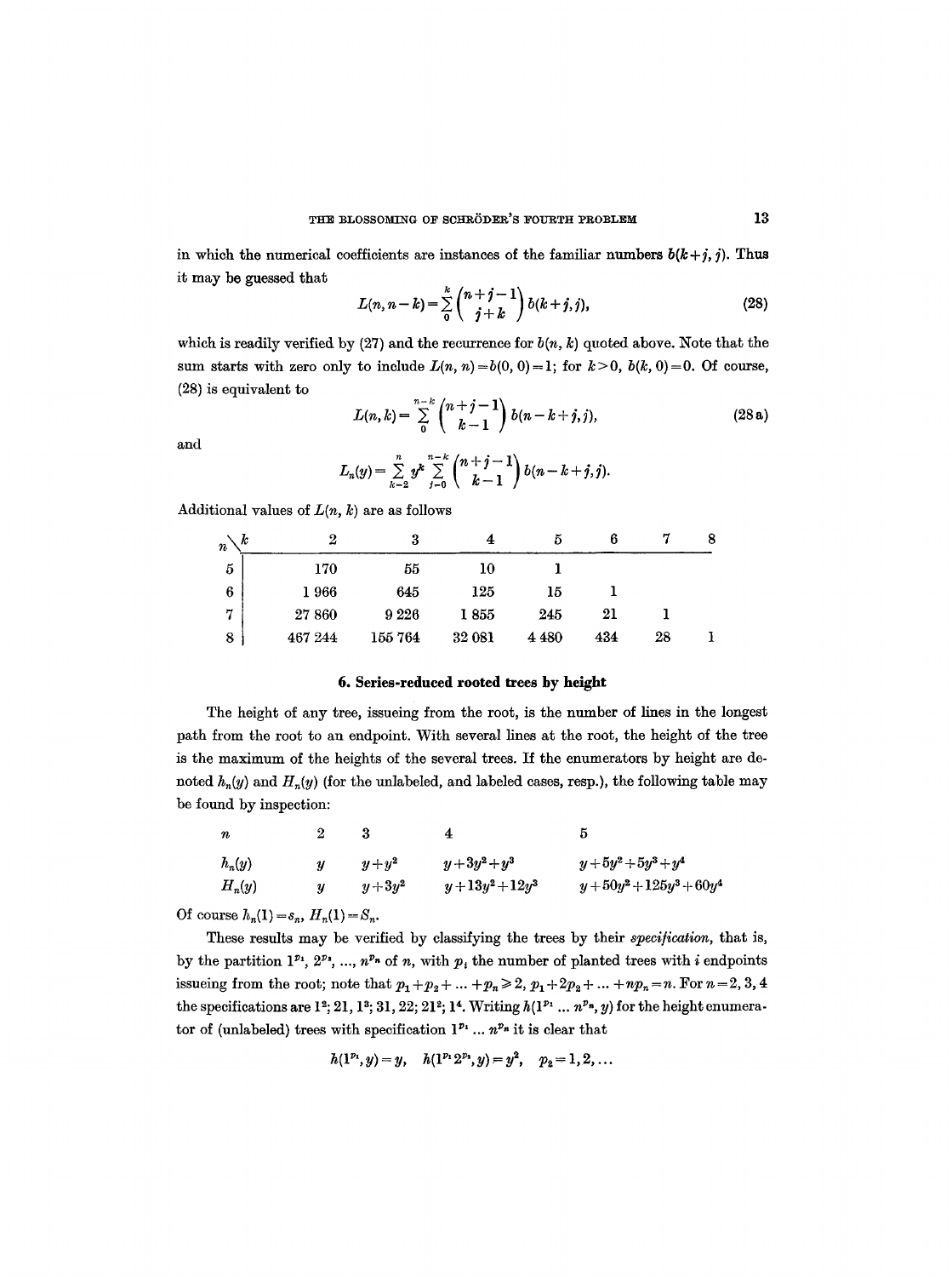in which the numerical coefficients are instances of the familiar numbers $b(k+j, j)$. Thus it may be guessed that

$$L(n, n-k) = \sum_0^k \binom{n+j-1}{j+k} b(k+j, j), \tag{28}$$

which is readily verified by (27) and the recurrence for $b(n, k)$ quoted above. Note that the sum starts with zero only to include $L(n, n) = b(0, 0) = 1$; for $k > 0$, $b(k, 0) = 0$. Of course, (28) is equivalent to

$$L(n, k) = \sum_0^{n-k} \binom{n+j-1}{k-1} b(n-k+j, j), \tag{28a}$$

and

$$L_n(y) = \sum_{k=2}^n y^k \sum_{j=0}^{n-k} \binom{n+j-1}{k-1} b(n-k+j, j).$$

Additional values of $L(n, k)$ are as follows

| $n \backslash k$ | 2 | 3 | 4 | 5 | 6 | 7 | 8 |
|---|---|---|---|---|---|---|---|
| 5 | 170 | 55 | 10 | 1 | | | |
| 6 | 1 966 | 645 | 125 | 15 | 1 | | |
| 7 | 27 860 | 9 226 | 1 855 | 245 | 21 | 1 | |
| 8 | 467 244 | 155 764 | 32 081 | 4 480 | 434 | 28 | 1 |

## 6. Series-reduced rooted trees by height

The height of any tree, issueing from the root, is the number of lines in the longest path from the root to an endpoint. With several lines at the root, the height of the tree is the maximum of the heights of the several trees. If the enumerators by height are denoted $h_n(y)$ and $H_n(y)$ (for the unlabeled, and labeled cases, resp.), the following table may be found by inspection:

| $n$ | 2 | 3 | 4 | 5 |
|---|---|---|---|---|
| $h_n(y)$ | $y$ | $y+y^2$ | $y+3y^2+y^3$ | $y+5y^2+5y^3+y^4$ |
| $H_n(y)$ | $y$ | $y+3y^2$ | $y+13y^2+12y^3$ | $y+50y^2+125y^3+60y^4$ |

Of course $h_n(1) = s_n$, $H_n(1) = S_n$.

These results may be verified by classifying the trees by their *specification*, that is, by the partition $1^{p_1}, 2^{p_2}, \ldots, n^{p_n}$ of $n$, with $p_i$ the number of planted trees with $i$ endpoints issueing from the root; note that $p_1 + p_2 + \ldots + p_n \geq 2$, $p_1 + 2p_2 + \ldots + np_n = n$. For $n = 2, 3, 4$ the specifications are $1^2$; $21, 1^3$; $31, 22$; $21^2$; $1^4$. Writing $h(1^{p_1} \ldots n^{p_n}, y)$ for the height enumerator of (unlabeled) trees with specification $1^{p_1} \ldots n^{p_n}$ it is clear that

$$h(1^{p_1}, y) = y, \quad h(1^{p_1} 2^{p_2}, y) = y^2, \quad p_2 = 1, 2, \ldots$$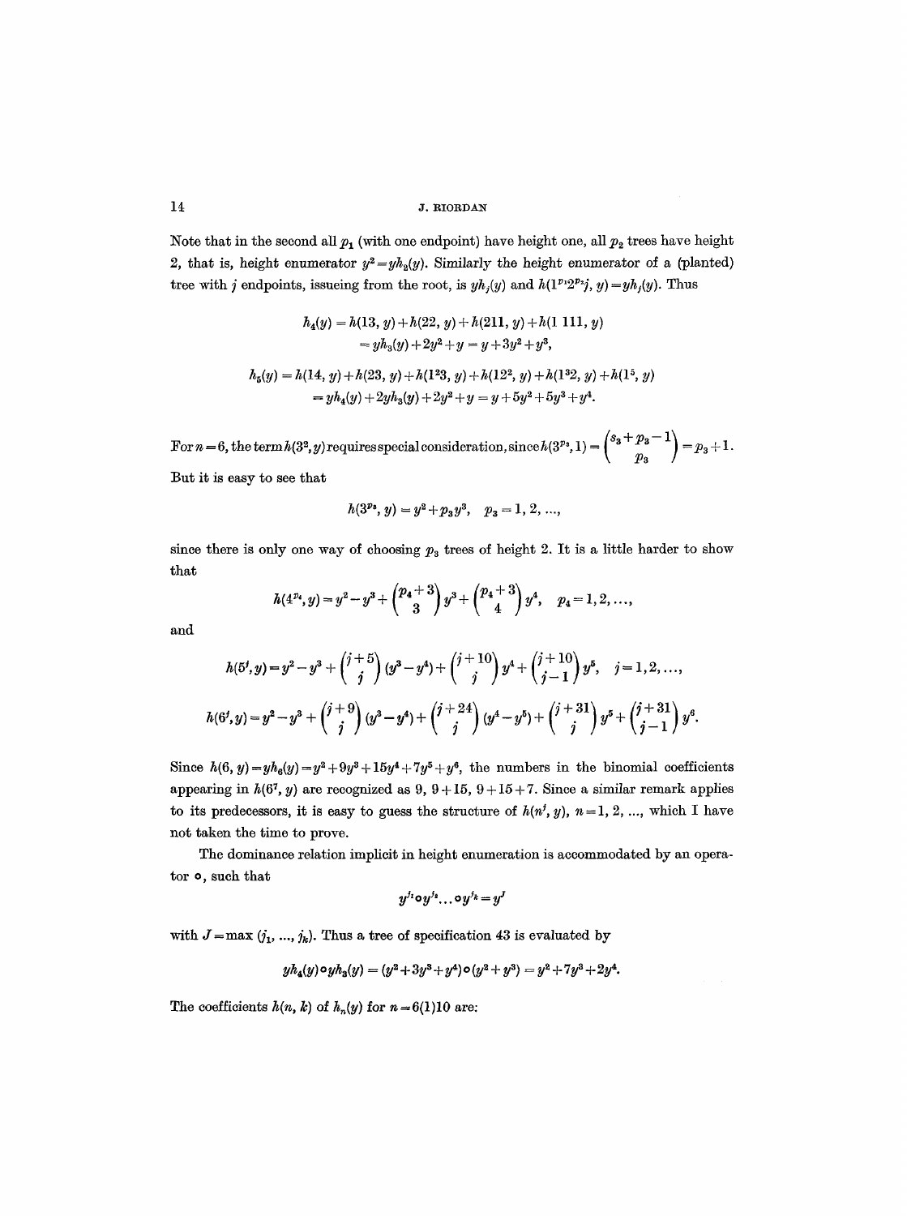Note that in the second all $p_1$ (with one endpoint) have height one, all $p_2$ trees have height 2, that is, height enumerator $y^2 = yh_2(y)$. Similarly the height enumerator of a (planted) tree with $j$ endpoints, issueing from the root, is $yh_j(y)$ and $h(1^{p_1}2^{p_2}j, y) = yh_j(y)$. Thus

$$h_4(y) = h(13, y) + h(22, y) + h(211, y) + h(1\,111, y)$$
$$= yh_3(y) + 2y^2 + y = y + 3y^2 + y^3,$$

$$h_5(y) = h(14, y) + h(23, y) + h(1^2 3, y) + h(12^2, y) + h(1^3 2, y) + h(1^5, y)$$
$$= yh_4(y) + 2yh_3(y) + 2y^2 + y = y + 5y^2 + 5y^3 + y^4.$$

For $n = 6$, the term $h(3^2, y)$ requires special consideration, since $h(3^{p_3}, 1) = \binom{s_3 + p_3 - 1}{p_3} = p_3 + 1$. But it is easy to see that

$$h(3^{p_3}, y) = y^2 + p_3 y^3, \quad p_3 = 1, 2, \ldots,$$

since there is only one way of choosing $p_3$ trees of height 2. It is a little harder to show that

$$h(4^{p_4}, y) = y^2 - y^3 + \binom{p_4 + 3}{3} y^3 + \binom{p_4 + 3}{4} y^4, \quad p_4 = 1, 2, \ldots,$$

and

$$h(5^j, y) = y^2 - y^3 + \binom{j+5}{j}(y^3 - y^4) + \binom{j+10}{j} y^4 + \binom{j+10}{j-1} y^5, \quad j = 1, 2, \ldots,$$

$$h(6^j, y) = y^2 - y^3 + \binom{j+9}{j}(y^3 - y^4) + \binom{j+24}{j}(y^4 - y^5) + \binom{j+31}{j} y^5 + \binom{j+31}{j-1} y^6.$$

Since $h(6, y) = yh_6(y) = y^2 + 9y^3 + 15y^4 + 7y^5 + y^6$, the numbers in the binomial coefficients appearing in $h(6^7, y)$ are recognized as 9, 9+15, 9+15+7. Since a similar remark applies to its predecessors, it is easy to guess the structure of $h(n^j, y)$, $n = 1, 2, \ldots$, which I have not taken the time to prove.

The dominance relation implicit in height enumeration is accommodated by an operator $\circ$, such that

$$y^{j_1} \circ y^{j_2} \ldots \circ y^{j_k} = y^J$$

with $J = \max(j_1, \ldots, j_k)$. Thus a tree of specification 43 is evaluated by

$$yh_4(y) \circ yh_3(y) = (y^2 + 3y^3 + y^4) \circ (y^2 + y^3) = y^2 + 7y^3 + 2y^4.$$

The coefficients $h(n, k)$ of $h_n(y)$ for $n = 6(1)10$ are: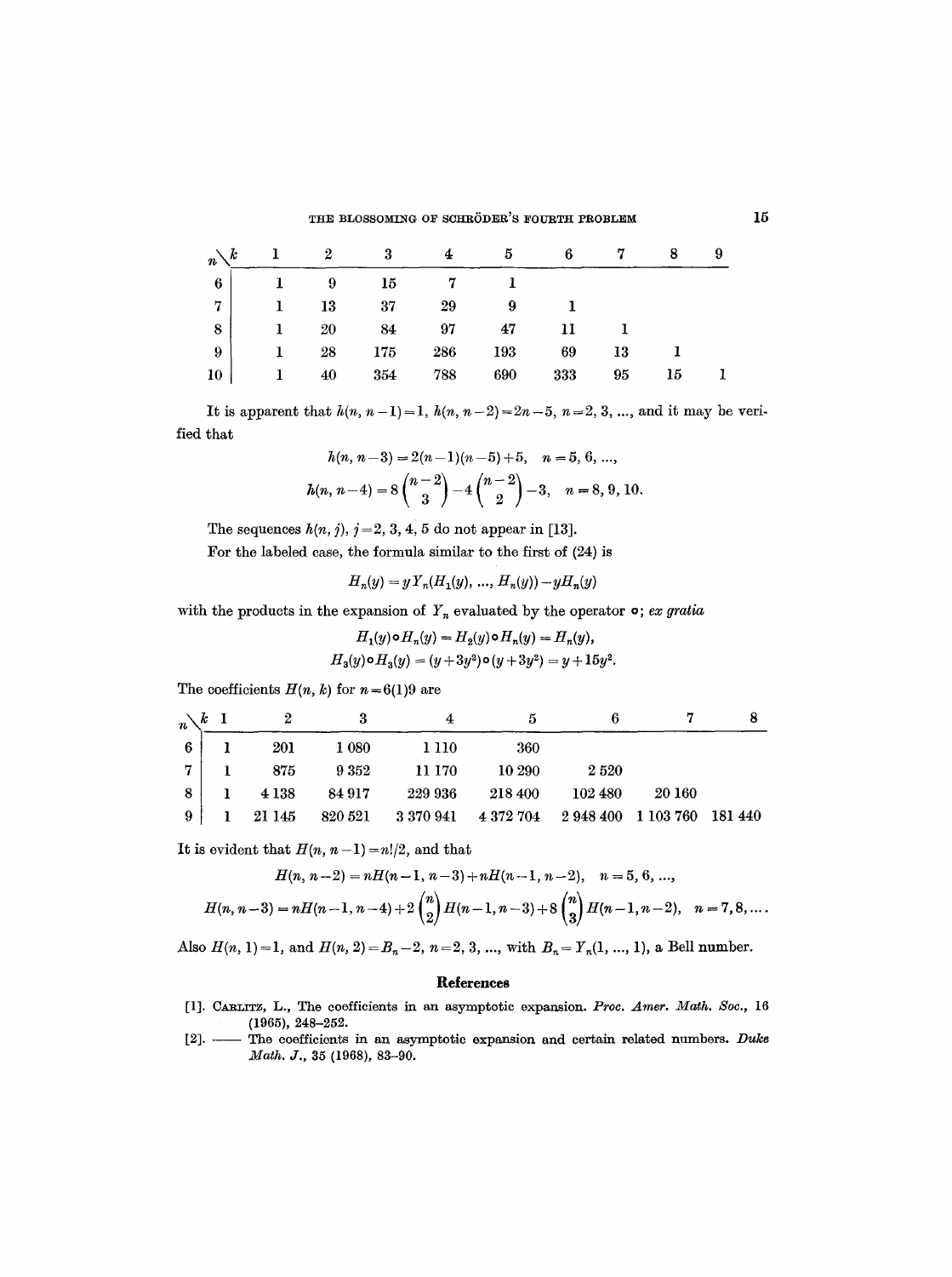| $n \backslash k$ | 1 | 2 | 3 | 4 | 5 | 6 | 7 | 8 | 9 |
|---|---|---|---|---|---|---|---|---|---|
| 6 | 1 | 9 | 15 | 7 | 1 | | | | |
| 7 | 1 | 13 | 37 | 29 | 9 | 1 | | | |
| 8 | 1 | 20 | 84 | 97 | 47 | 11 | 1 | | |
| 9 | 1 | 28 | 175 | 286 | 193 | 69 | 13 | 1 | |
| 10 | 1 | 40 | 354 | 788 | 690 | 333 | 95 | 15 | 1 |

It is apparent that $h(n, n-1) = 1$, $h(n, n-2) = 2n-5$, $n = 2, 3, \ldots$, and it may be verified that

$$h(n, n-3) = 2(n-1)(n-5)+5, \quad n = 5, 6, \ldots,$$

$$h(n, n-4) = 8\binom{n-2}{3} - 4\binom{n-2}{2} - 3, \quad n = 8, 9, 10.$$

The sequences $h(n, j)$, $j = 2, 3, 4, 5$ do not appear in [13].

For the labeled case, the formula similar to the first of (24) is

$$H_n(y) = yY_n(H_1(y), \ldots, H_n(y)) - yH_n(y)$$

with the products in the expansion of $Y_n$ evaluated by the operator $\circ$; *ex gratia*

$$H_1(y) \circ H_n(y) = H_2(y) \circ H_n(y) = H_n(y),$$

$$H_3(y) \circ H_3(y) = (y+3y^2) \circ (y+3y^2) = y+15y^2.$$

The coefficients $H(n, k)$ for $n = 6(1)9$ are

| $n \backslash k$ | 1 | 2 | 3 | 4 | 5 | 6 | 7 | 8 |
|---|---|---|---|---|---|---|---|---|
| 6 | 1 | 201 | 1 080 | 1 110 | 360 | | | |
| 7 | 1 | 875 | 9 352 | 11 170 | 10 290 | 2 520 | | |
| 8 | 1 | 4 138 | 84 917 | 229 936 | 218 400 | 102 480 | 20 160 | |
| 9 | 1 | 21 145 | 820 521 | 3 370 941 | 4 372 704 | 2 948 400 | 1 103 760 | 181 440 |

It is evident that $H(n, n-1) = n!/2$, and that

$$H(n, n-2) = nH(n-1, n-3) + nH(n-1, n-2), \quad n = 5, 6, \ldots,$$

$$H(n, n-3) = nH(n-1, n-4) + 2\binom{n}{2}H(n-1, n-3) + 8\binom{n}{3}H(n-1, n-2), \quad n = 7, 8, \ldots.$$

Also $H(n, 1) = 1$, and $H(n, 2) = B_n - 2$, $n = 2, 3, \ldots$, with $B_n = Y_n(1, \ldots, 1)$, a Bell number.

## References

[1]. Carlitz, L., The coefficients in an asymptotic expansion. *Proc. Amer. Math. Soc.*, 16 (1965), 248–252.

[2]. —— The coefficients in an asymptotic expansion and certain related numbers. *Duke Math. J.*, 35 (1968), 83–90.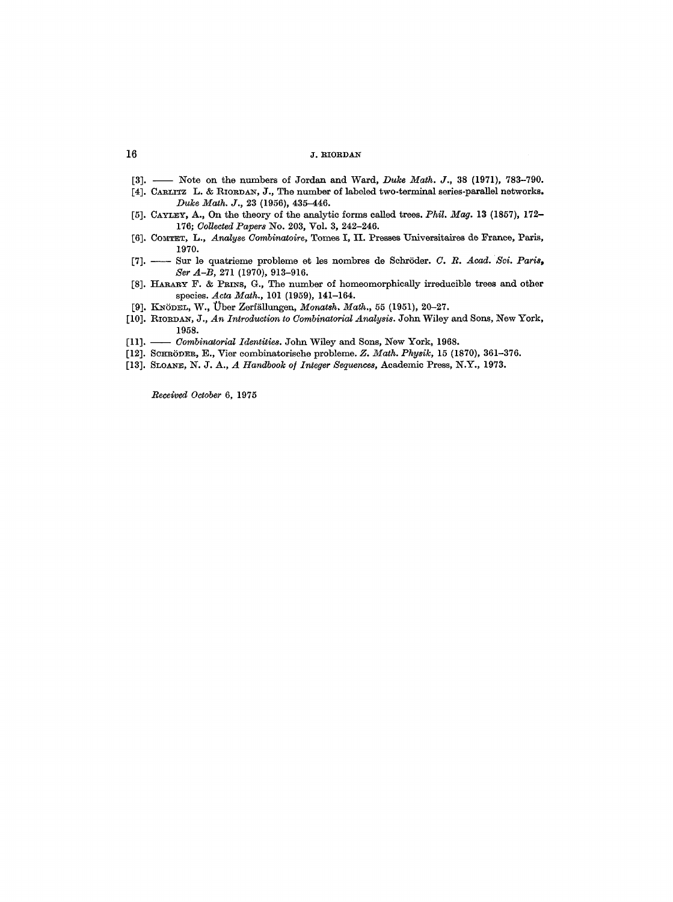[3]. —— Note on the numbers of Jordan and Ward, *Duke Math. J.*, 38 (1971), 783–790.

[4]. Carlitz L. & Riordan, J., The number of labeled two-terminal series-parallel networks. *Duke Math. J.*, 23 (1956), 435–446.

[5]. Cayley, A., On the theory of the analytic forms called trees. *Phil. Mag.* 13 (1857), 172–176; *Collected Papers* No. 203, Vol. 3, 242–246.

[6]. Comtet, L., *Analyse Combinatoire*, Tomes I, II. Presses Universitaires de France, Paris, 1970.

[7]. —— Sur le quatrieme probleme et les nombres de Schröder. *C. R. Acad. Sci. Paris, Ser A–B*, 271 (1970), 913–916.

[8]. Harary F. & Prins, G., The number of homeomorphically irreducible trees and other species. *Acta Math.*, 101 (1959), 141–164.

[9]. Knödel, W., Über Zerfällungen, *Monatsh. Math.*, 55 (1951), 20–27.

[10]. Riordan, J., *An Introduction to Combinatorial Analysis*. John Wiley and Sons, New York, 1958.

[11]. —— *Combinatorial Identities*. John Wiley and Sons, New York, 1968.

[12]. Schröder, E., Vier combinatorische probleme. *Z. Math. Physik*, 15 (1870), 361–376.

[13]. Sloane, N. J. A., *A Handbook of Integer Sequences*, Academic Press, N.Y., 1973.

*Received October 6, 1975*